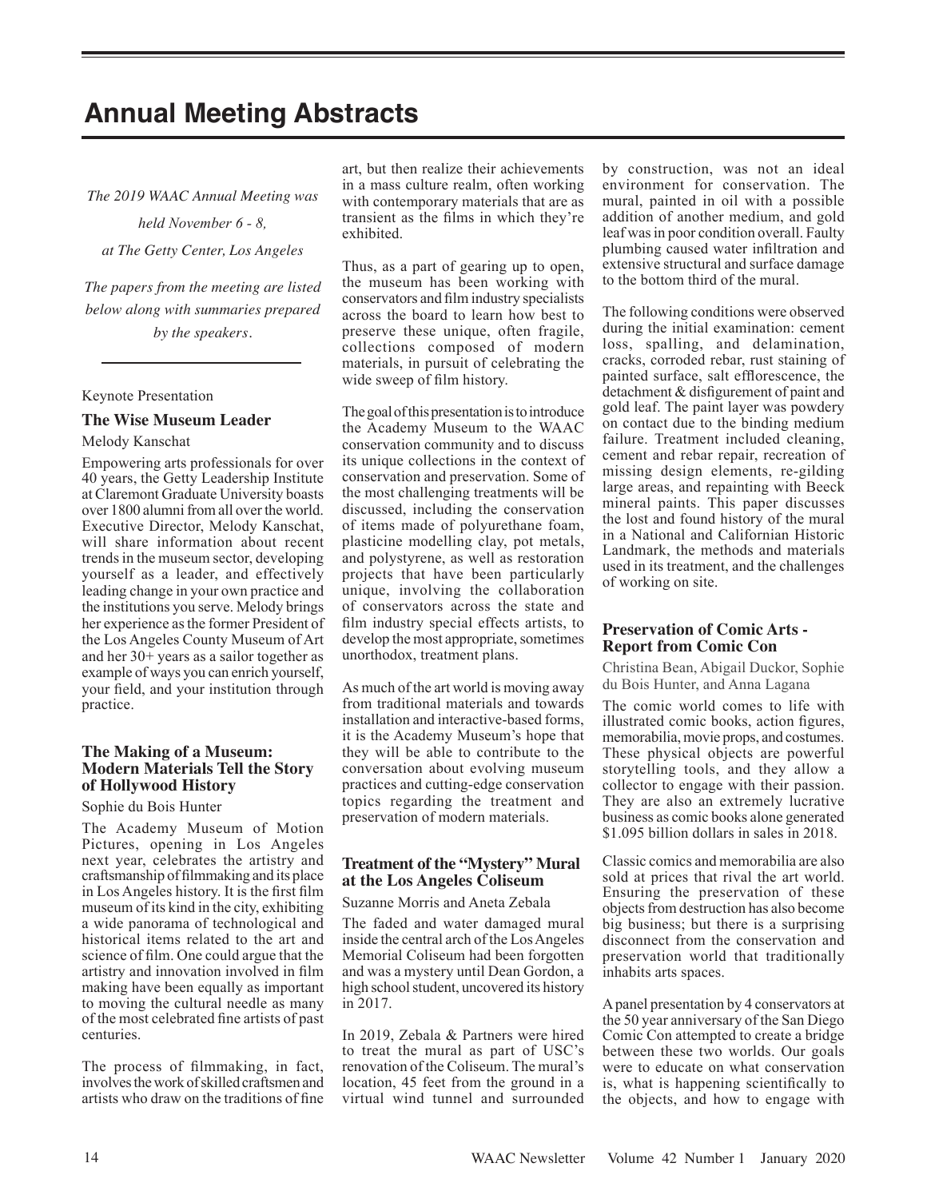# Annual Meeting Abstracts

*The 2019 WAAC Annual Meeting was held November 6 - 8, at The Getty Center, Los Angeles*

*The papers from the meeting are listed below along with summaries prepared by the speakers.*

---

Keynote Presentation

### The Wise Museum Leader

Melody Kanschat

Empowering arts professionals for over 40 years, the Getty Leadership Institute at Claremont Graduate University boasts over 1800 alumni from all over the world. Executive Director, Melody Kanschat, will share information about recent trends in the museum sector, developing yourself as a leader, and effectively leading change in your own practice and the institutions you serve. Melody brings her experience as the former President of the Los Angeles County Museum of Art and her 30+ years as a sailor together as example of ways you can enrich yourself, your field, and your institution through practice.

### The Making of a Museum: Modern Materials Tell the Story of Hollywood History

Sophie du Bois Hunter

The Academy Museum of Motion Pictures, opening in Los Angeles next year, celebrates the artistry and craftsmanship of filmmaking and its place in Los Angeles history. It is the first film museum of its kind in the city, exhibiting a wide panorama of technological and historical items related to the art and science of film. One could argue that the artistry and innovation involved in film making have been equally as important to moving the cultural needle as many of the most celebrated fine artists of past centuries.

The process of filmmaking, in fact, involves the work of skilled craftsmen and artists who draw on the traditions of fine art, but then realize their achievements in a mass culture realm, often working with contemporary materials that are as transient as the films in which they're exhibited.

Thus, as a part of gearing up to open, the museum has been working with conservators and film industry specialists across the board to learn how best to preserve these unique, often fragile, collections composed of modern materials, in pursuit of celebrating the wide sweep of film history.

The goal of this presentation is to introduce the Academy Museum to the WAAC conservation community and to discuss its unique collections in the context of conservation and preservation. Some of the most challenging treatments will be discussed, including the conservation of items made of polyurethane foam, plasticine modeling clay, pot metals, and polystyrene, as well as restoration projects that have been particularly unique, involving the collaboration of conservators across the state and film industry special effects artists, to develop the most appropriate, sometimes unorthodox, treatment plans.

As much of the art world is moving away from traditional materials and towards installation and interactive-based forms, it is the Academy Museum's hope that they will be able to contribute to the conversation about evolving museum practices and cutting-edge conservation topics regarding the treatment and preservation of modern materials.

### Treatment of the "Mystery" Mural at the Los Angeles Coliseum

Suzanne Morris and Aneta Zebala

The faded and water damaged mural inside the central arch of the Los Angeles Memorial Coliseum had been forgotten and was a mystery until Dean Gordon, a high school student, uncovered its history in 2017.

In 2019, Zebala & Partners were hired to treat the mural as part of USC's renovation of the Coliseum. The mural's location, 45 feet from the ground in a virtual wind tunnel and surrounded by construction, was not an ideal environment for conservation. The mural, painted in oil with a possible addition of another medium, and gold leaf was in poor condition overall. Faulty plumbing caused water infiltration and extensive structural and surface damage to the bottom third of the mural.

The following conditions were observed during the initial examination: cement loss, spalling, and delamination, cracks, corroded rebar, rust staining of painted surface, salt efflorescence, the detachment & disfigurement of paint and gold leaf. The paint layer was powdery on contact due to the binding medium failure. Treatment included cleaning, cement and rebar repair, recreation of missing design elements, re-gilding large areas, and repainting with Beeck mineral paints. This paper discusses the lost and found history of the mural in a National and Californian Historic Landmark, the methods and materials used in its treatment, and the challenges of working on site.

### Preservation of Comic Arts - Report from Comic Con

Christina Bean, Abigail Duckor, Sophie du Bois Hunter, and Anna Lagana

The comic world comes to life with illustrated comic books, action figures, memorabilia, movie props, and costumes. These physical objects are powerful storytelling tools, and they allow a collector to engage with their passion. They are also an extremely lucrative business as comic books alone generated $1.095 billion dollars in sales in 2018.

Classic comics and memorabilia are also sold at prices that rival the art world. Ensuring the preservation of these objects from destruction has also become big business; but there is a surprising disconnect from the conservation and preservation world that traditionally inhabits arts spaces.

A panel presentation by 4 conservators at the 50 year anniversary of the San Diego Comic Con attempted to create a bridge between these two worlds. Our goals were to educate on what conservation is, what is happening scientifically to the objects, and how to engage with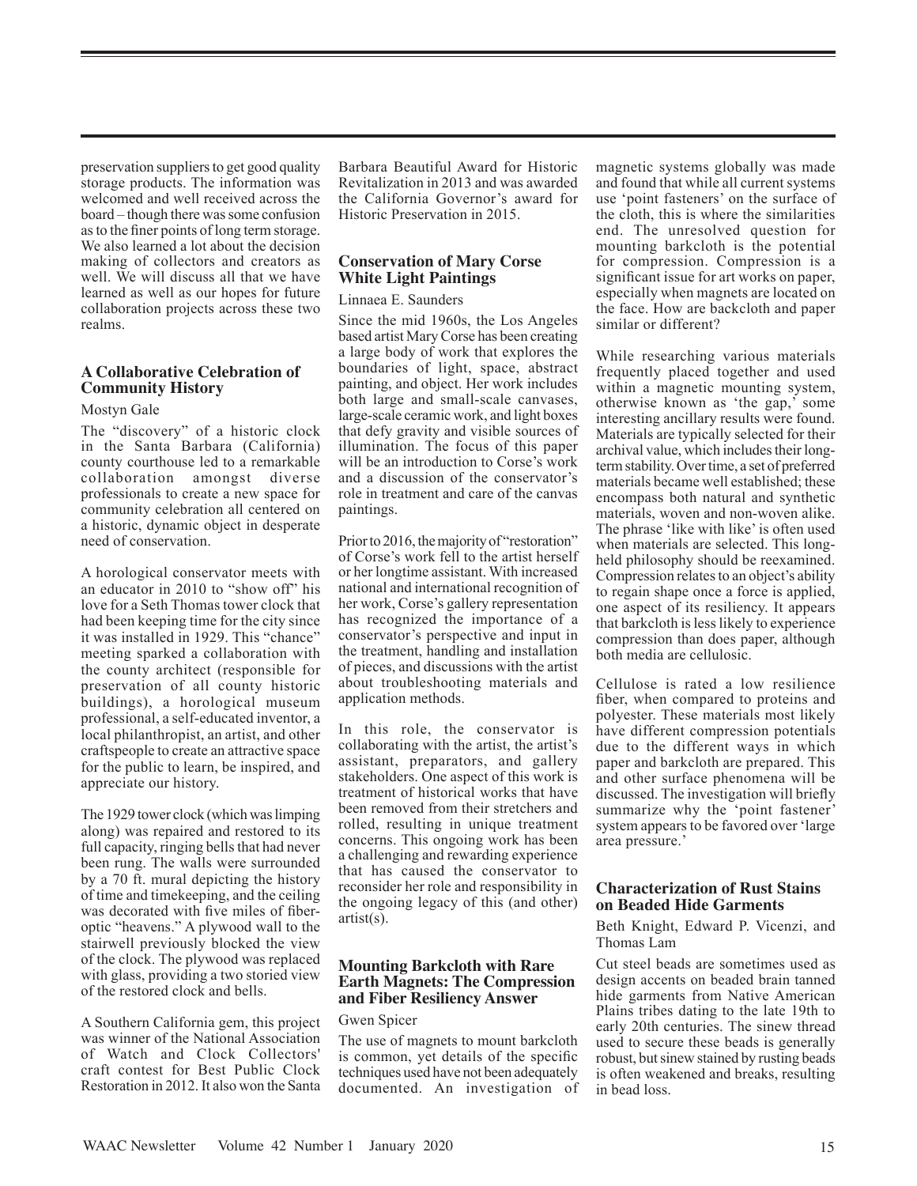preservation suppliers to get good quality storage products. The information was welcomed and well received across the board – though there was some confusion as to the finer points of long term storage. We also learned a lot about the decision making of collectors and creators as well. We will discuss all that we have learned as well as our hopes for future collaboration projects across these two realms.

### A Collaborative Celebration of Community History

Mostyn Gale

The "discovery" of a historic clock in the Santa Barbara (California) county courthouse led to a remarkable collaboration amongst diverse professionals to create a new space for community celebration all centered on a historic, dynamic object in desperate need of conservation.

A horological conservator meets with an educator in 2010 to "show off" his love for a Seth Thomas tower clock that had been keeping time for the city since it was installed in 1929. This "chance" meeting sparked a collaboration with the county architect (responsible for preservation of all county historic buildings), a horological museum professional, a self-educated inventor, a local philanthropist, an artist, and other craftspeople to create an attractive space for the public to learn, be inspired, and appreciate our history.

The 1929 tower clock (which was limping along) was repaired and restored to its full capacity, ringing bells that had never been rung. The walls were surrounded by a 70 ft. mural depicting the history of time and timekeeping, and the ceiling was decorated with five miles of fiber-optic "heavens." A plywood wall to the stairwell previously blocked the view of the clock. The plywood was replaced with glass, providing a two storied view of the restored clock and bells.

A Southern California gem, this project was winner of the National Association of Watch and Clock Collectors' craft contest for Best Public Clock Restoration in 2012. It also won the Santa Barbara Beautiful Award for Historic Revitalization in 2013 and was awarded the California Governor's award for Historic Preservation in 2015.

### Conservation of Mary Corse White Light Paintings

Linnaea E. Saunders

Since the mid 1960s, the Los Angeles based artist Mary Corse has been creating a large body of work that explores the boundaries of light, space, abstract painting, and object. Her work includes both large and small-scale canvases, large-scale ceramic work, and light boxes that defy gravity and visible sources of illumination. The focus of this paper will be an introduction to Corse's work and a discussion of the conservator's role in treatment and care of the canvas paintings.

Prior to 2016, the majority of "restoration" of Corse's work fell to the artist herself or her longtime assistant. With increased national and international recognition of her work, Corse's gallery representation has recognized the importance of a conservator's perspective and input in the treatment, handling and installation of pieces, and discussions with the artist about troubleshooting materials and application methods.

In this role, the conservator is collaborating with the artist, the artist's assistant, preparators, and gallery stakeholders. One aspect of this work is treatment of historical works that have been removed from their stretchers and rolled, resulting in unique treatment concerns. This ongoing work has been a challenging and rewarding experience that has caused the conservator to reconsider her role and responsibility in the ongoing legacy of this (and other) artist(s).

### Mounting Barkcloth with Rare Earth Magnets: The Compression and Fiber Resiliency Answer

Gwen Spicer

The use of magnets to mount barkcloth is common, yet details of the specific techniques used have not been adequately documented. An investigation of magnetic systems globally was made and found that while all current systems use 'point fasteners' on the surface of the cloth, this is where the similarities end. The unresolved question for mounting barkcloth is the potential for compression. Compression is a significant issue for art works on paper, especially when magnets are located on the face. How are backcloth and paper similar or different?

While researching various materials frequently placed together and used within a magnetic mounting system, otherwise known as 'the gap,' some interesting ancillary results were found. Materials are typically selected for their archival value, which includes their long-term stability. Over time, a set of preferred materials became well established; these encompass both natural and synthetic materials, woven and non-woven alike. The phrase 'like with like' is often used when materials are selected. This long-held philosophy should be reexamined. Compression relates to an object's ability to regain shape once a force is applied, one aspect of its resiliency. It appears that barkcloth is less likely to experience compression than does paper, although both media are cellulosic.

Cellulose is rated a low resilience fiber, when compared to proteins and polyester. These materials most likely have different compression potentials due to the different ways in which paper and barkcloth are prepared. This and other surface phenomena will be discussed. The investigation will briefly summarize why the 'point fastener' system appears to be favored over 'large area pressure.'

### Characterization of Rust Stains on Beaded Hide Garments

Beth Knight, Edward P. Vicenzi, and Thomas Lam

Cut steel beads are sometimes used as design accents on beaded brain tanned hide garments from Native American Plains tribes dating to the late 19th to early 20th centuries. The sinew thread used to secure these beads is generally robust, but sinew stained by rusting beads is often weakened and breaks, resulting in bead loss.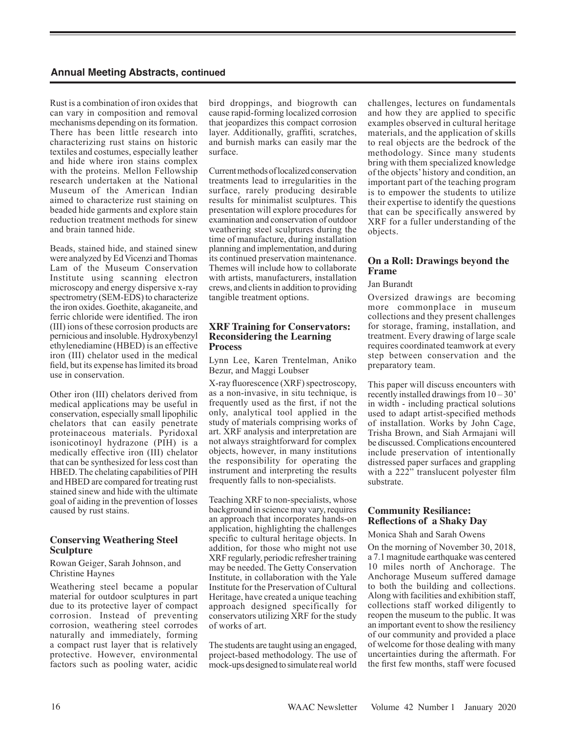Rust is a combination of iron oxides that can vary in composition and removal mechanisms depending on its formation. There has been little research into characterizing rust stains on historic textiles and costumes, especially leather and hide where iron stains complex with the proteins. Mellon Fellowship research undertaken at the National Museum of the American Indian aimed to characterize rust staining on beaded hide garments and explore stain reduction treatment methods for sinew and brain tanned hide.

Beads, stained hide, and stained sinew were analyzed by Ed Vicenzi and Thomas Lam of the Museum Conservation Institute using scanning electron microscopy and energy dispersive x-ray spectrometry (SEM-EDS) to characterize the iron oxides. Goethite, akaganeite, and ferric chloride were identified. The iron (III) ions of these corrosion products are pernicious and insoluble. Hydroxybenzyl ethylenediamine (HBED) is an effective iron (III) chelator used in the medical field, but its expense has limited its broad use in conservation.

Other iron (III) chelators derived from medical applications may be useful in conservation, especially small lipophilic chelators that can easily penetrate proteinaceous materials. Pyridoxal isonicotinoyl hydrazone (PIH) is a medically effective iron (III) chelator that can be synthesized for less cost than HBED. The chelating capabilities of PIH and HBED are compared for treating rust stained sinew and hide with the ultimate goal of aiding in the prevention of losses caused by rust stains.

## Conserving Weathering Steel Sculpture

Rowan Geiger, Sarah Johnson, and Christine Haynes

Weathering steel became a popular material for outdoor sculptures in part due to its protective layer of compact corrosion. Instead of preventing corrosion, weathering steel corrodes naturally and immediately, forming a compact rust layer that is relatively protective. However, environmental factors such as pooling water, acidic bird droppings, and biogrowth can cause rapid-forming localized corrosion that jeopardizes this compact corrosion layer. Additionally, graffiti, scratches, and burnish marks can easily mar the surface.

Current methods of localized conservation treatments lead to irregularities in the surface, rarely producing desirable results for minimalist sculptures. This presentation will explore procedures for examination and conservation of outdoor weathering steel sculptures during the time of manufacture, during installation planning and implementation, and during its continued preservation maintenance. Themes will include how to collaborate with artists, manufacturers, installation crews, and clients in addition to providing tangible treatment options.

## XRF Training for Conservators: Reconsidering the Learning Process

Lynn Lee, Karen Trentelman, Aniko Bezur, and Maggi Loubser

X-ray fluorescence (XRF) spectroscopy, as a non-invasive, in situ technique, is frequently used as the first, if not the only, analytical tool applied in the study of materials comprising works of art. XRF analysis and interpretation are not always straightforward for complex objects, however, in many institutions the responsibility for operating the instrument and interpreting the results frequently falls to non-specialists.

Teaching XRF to non-specialists, whose background in science may vary, requires an approach that incorporates hands-on application, highlighting the challenges specific to cultural heritage objects. In addition, for those who might not use XRF regularly, periodic refresher training may be needed. The Getty Conservation Institute, in collaboration with the Yale Institute for the Preservation of Cultural Heritage, have created a unique teaching approach designed specifically for conservators utilizing XRF for the study of works of art.

The students are taught using an engaged, project-based methodology. The use of mock-ups designed to simulate real world challenges, lectures on fundamentals and how they are applied to specific examples observed in cultural heritage materials, and the application of skills to real objects are the bedrock of the methodology. Since many students bring with them specialized knowledge of the objects' history and condition, an important part of the teaching program is to empower the students to utilize their expertise to identify the questions that can be specifically answered by XRF for a fuller understanding of the objects.

## On a Roll: Drawings beyond the Frame

Jan Burandt

Oversized drawings are becoming more commonplace in museum collections and they present challenges for storage, framing, installation, and treatment. Every drawing of large scale requires coordinated teamwork at every step between conservation and the preparatory team.

This paper will discuss encounters with recently installed drawings from 10 – 30' in width - including practical solutions used to adapt artist-specified methods of installation. Works by John Cage, Trisha Brown, and Siah Armajani will be discussed. Complications encountered include preservation of intentionally distressed paper surfaces and grappling with a 222" translucent polyester film substrate.

## Community Resiliance: Reflections of a Shaky Day

Monica Shah and Sarah Owens

On the morning of November 30, 2018, a 7.1 magnitude earthquake was centered 10 miles north of Anchorage. The Anchorage Museum suffered damage to both the building and collections. Along with facilities and exhibition staff, collections staff worked diligently to reopen the museum to the public. It was an important event to show the resiliency of our community and provided a place of welcome for those dealing with many uncertainties during the aftermath. For the first few months, staff were focused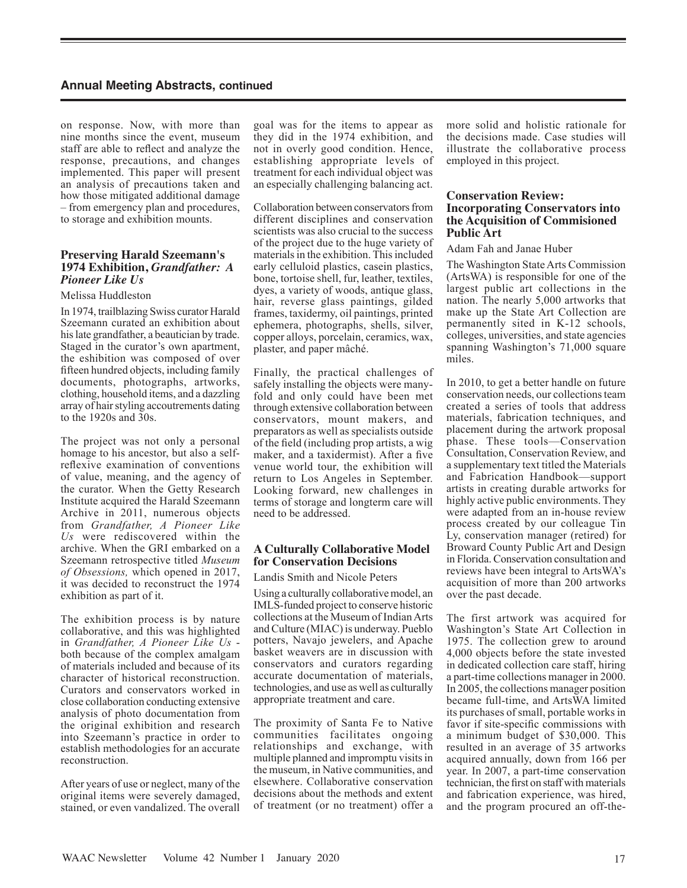on response. Now, with more than nine months since the event, museum staff are able to reflect and analyze the response, precautions, and changes implemented. This paper will present an analysis of precautions taken and how those mitigated additional damage – from emergency plan and procedures, to storage and exhibition mounts.

### Preserving Harald Szeemann's 1974 Exhibition, *Grandfather: A Pioneer Like Us*

Melissa Huddleston

In 1974, trailblazing Swiss curator Harald Szeemann curated an exhibition about his late grandfather, a beautician by trade. Staged in the curator's own apartment, the eshibition was composed of over fifteen hundred objects, including family documents, photographs, artworks, clothing, household items, and a dazzling array of hair styling accoutrements dating to the 1920s and 30s.

The project was not only a personal homage to his ancestor, but also a self-reflexive examination of conventions of value, meaning, and the agency of the curator. When the Getty Research Institute acquired the Harald Szeemann Archive in 2011, numerous objects from *Grandfather, A Pioneer Like Us* were rediscovered within the archive. When the GRI embarked on a Szeemann retrospective titled *Museum of Obsessions,* which opened in 2017, it was decided to reconstruct the 1974 exhibition as part of it.

The exhibition process is by nature collaborative, and this was highlighted in *Grandfather, A Pioneer Like Us* - both because of the complex amalgam of materials included and because of its character of historical reconstruction. Curators and conservators worked in close collaboration conducting extensive analysis of photo documentation from the original exhibition and research into Szeemann's practice in order to establish methodologies for an accurate reconstruction.

After years of use or neglect, many of the original items were severely damaged, stained, or even vandalized. The overall goal was for the items to appear as they did in the 1974 exhibition, and not in overly good condition. Hence, establishing appropriate levels of treatment for each individual object was an especially challenging balancing act.

Collaboration between conservators from different disciplines and conservation scientists was also crucial to the success of the project due to the huge variety of materials in the exhibition. This included early celluloid plastics, casein plastics, bone, tortoise shell, fur, leather, textiles, dyes, a variety of woods, antique glass, hair, reverse glass paintings, gilded frames, taxidermy, oil paintings, printed ephemera, photographs, shells, silver, copper alloys, porcelain, ceramics, wax, plaster, and paper mâché.

Finally, the practical challenges of safely installing the objects were many-fold and only could have been met through extensive collaboration between conservators, mount makers, and preparators as well as specialists outside of the field (including prop artists, a wig maker, and a taxidermist). After a five venue world tour, the exhibition will return to Los Angeles in September. Looking forward, new challenges in terms of storage and longterm care will need to be addressed.

### A Culturally Collaborative Model for Conservation Decisions

Landis Smith and Nicole Peters

Using a culturally collaborative model, an IMLS-funded project to conserve historic collections at the Museum of Indian Arts and Culture (MIAC) is underway. Pueblo potters, Navajo jewelers, and Apache basket weavers are in discussion with conservators and curators regarding accurate documentation of materials, technologies, and use as well as culturally appropriate treatment and care.

The proximity of Santa Fe to Native communities facilitates ongoing relationships and exchange, with multiple planned and impromptu visits in the museum, in Native communities, and elsewhere. Collaborative conservation decisions about the methods and extent of treatment (or no treatment) offer a more solid and holistic rationale for the decisions made. Case studies will illustrate the collaborative process employed in this project.

### Conservation Review: Incorporating Conservators into the Acquisition of Commisioned Public Art

Adam Fah and Janae Huber

The Washington State Arts Commission (ArtsWA) is responsible for one of the largest public art collections in the nation. The nearly 5,000 artworks that make up the State Art Collection are permanently sited in K-12 schools, colleges, universities, and state agencies spanning Washington's 71,000 square miles.

In 2010, to get a better handle on future conservation needs, our collections team created a series of tools that address materials, fabrication techniques, and placement during the artwork proposal phase. These tools—Conservation Consultation, Conservation Review, and a supplementary text titled the Materials and Fabrication Handbook—support artists in creating durable artworks for highly active public environments. They were adapted from an in-house review process created by our colleague Tin Ly, conservation manager (retired) for Broward County Public Art and Design in Florida. Conservation consultation and reviews have been integral to ArtsWA's acquisition of more than 200 artworks over the past decade.

The first artwork was acquired for Washington's State Art Collection in 1975. The collection grew to around 4,000 objects before the state invested in dedicated collection care staff, hiring a part-time collections manager in 2000. In 2005, the collections manager position became full-time, and ArtsWA limited its purchases of small, portable works in favor if site-specific commissions with a minimum budget of $30,000. This resulted in an average of 35 artworks acquired annually, down from 166 per year. In 2007, a part-time conservation technician, the first on staff with materials and fabrication experience, was hired, and the program procured an off-the-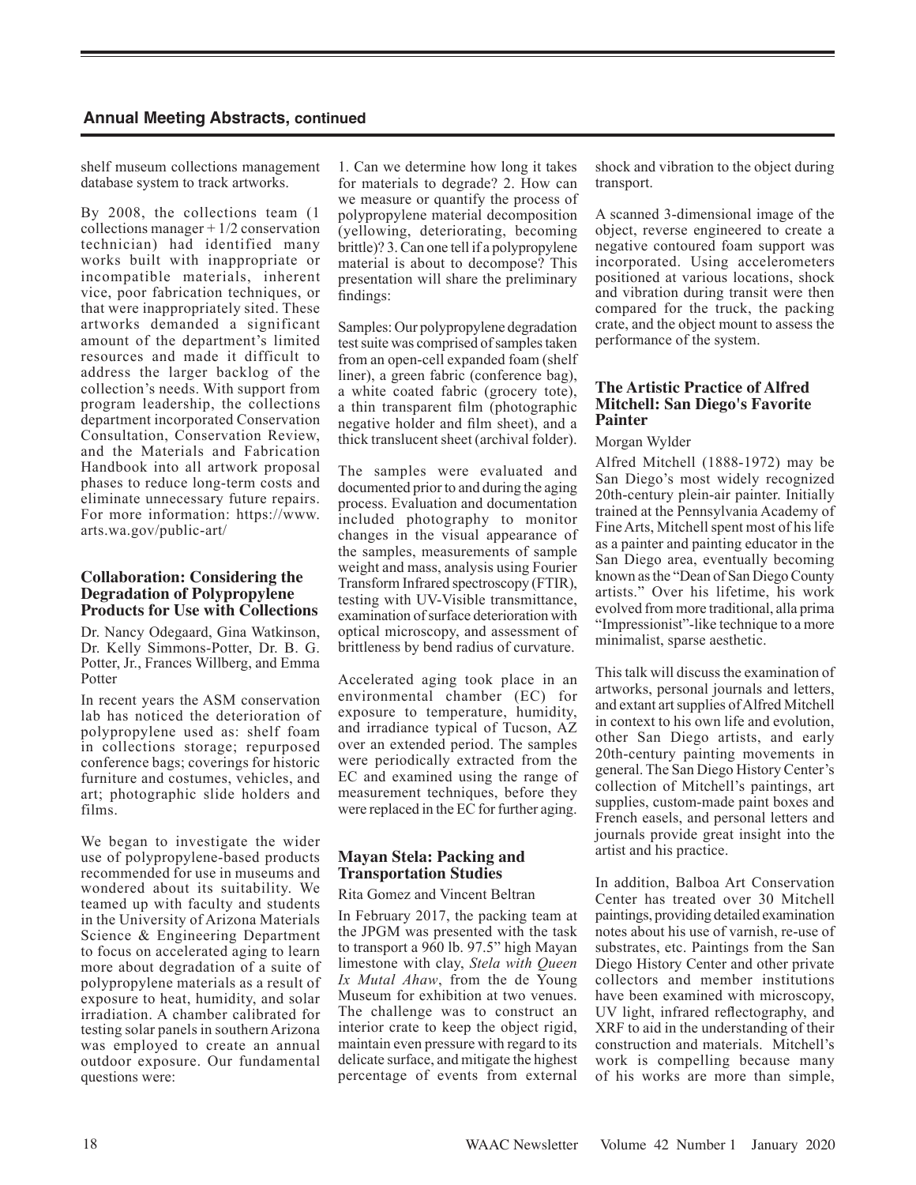## Annual Meeting Abstracts, continued

shelf museum collections management database system to track artworks.

By 2008, the collections team (1 collections manager + 1/2 conservation technician) had identified many works built with inappropriate or incompatible materials, inherent vice, poor fabrication techniques, or that were inappropriately sited. These artworks demanded a significant amount of the department's limited resources and made it difficult to address the larger backlog of the collection's needs. With support from program leadership, the collections department incorporated Conservation Consultation, Conservation Review, and the Materials and Fabrication Handbook into all artwork proposal phases to reduce long-term costs and eliminate unnecessary future repairs. For more information: https://www.arts.wa.gov/public-art/

### Collaboration: Considering the Degradation of Polypropylene Products for Use with Collections

Dr. Nancy Odegaard, Gina Watkinson, Dr. Kelly Simmons-Potter, Dr. B. G. Potter, Jr., Frances Willberg, and Emma Potter

In recent years the ASM conservation lab has noticed the deterioration of polypropylene used as: shelf foam in collections storage; repurposed conference bags; coverings for historic furniture and costumes, vehicles, and art; photographic slide holders and films.

We began to investigate the wider use of polypropylene-based products recommended for use in museums and wondered about its suitability. We teamed up with faculty and students in the University of Arizona Materials Science & Engineering Department to focus on accelerated aging to learn more about degradation of a suite of polypropylene materials as a result of exposure to heat, humidity, and solar irradiation. A chamber calibrated for testing solar panels in southern Arizona was employed to create an annual outdoor exposure. Our fundamental questions were: 1. Can we determine how long it takes for materials to degrade? 2. How can we measure or quantify the process of polypropylene material decomposition (yellowing, deteriorating, becoming brittle)? 3. Can one tell if a polypropylene material is about to decompose? This presentation will share the preliminary findings:

Samples: Our polypropylene degradation test suite was comprised of samples taken from an open-cell expanded foam (shelf liner), a green fabric (conference bag), a white coated fabric (grocery tote), a thin transparent film (photographic negative holder and film sheet), and a thick translucent sheet (archival folder).

The samples were evaluated and documented prior to and during the aging process. Evaluation and documentation included photography to monitor changes in the visual appearance of the samples, measurements of sample weight and mass, analysis using Fourier Transform Infrared spectroscopy (FTIR), testing with UV-Visible transmittance, examination of surface deterioration with optical microscopy, and assessment of brittleness by bend radius of curvature.

Accelerated aging took place in an environmental chamber (EC) for exposure to temperature, humidity, and irradiance typical of Tucson, AZ over an extended period. The samples were periodically extracted from the EC and examined using the range of measurement techniques, before they were replaced in the EC for further aging.

### Mayan Stela: Packing and Transportation Studies

Rita Gomez and Vincent Beltran

In February 2017, the packing team at the JPGM was presented with the task to transport a 960 lb. 97.5" high Mayan limestone with clay, *Stela with Queen Ix Mutal Ahaw*, from the de Young Museum for exhibition at two venues. The challenge was to construct an interior crate to keep the object rigid, maintain even pressure with regard to its delicate surface, and mitigate the highest percentage of events from external shock and vibration to the object during transport.

A scanned 3-dimensional image of the object, reverse engineered to create a negative contoured foam support was incorporated. Using accelerometers positioned at various locations, shock and vibration during transit were then compared for the truck, the packing crate, and the object mount to assess the performance of the system.

### The Artistic Practice of Alfred Mitchell: San Diego's Favorite Painter

Morgan Wylder

Alfred Mitchell (1888-1972) may be San Diego's most widely recognized 20th-century plein-air painter. Initially trained at the Pennsylvania Academy of Fine Arts, Mitchell spent most of his life as a painter and painting educator in the San Diego area, eventually becoming known as the "Dean of San Diego County artists." Over his lifetime, his work evolved from more traditional, alla prima "Impressionist"-like technique to a more minimalist, sparse aesthetic.

This talk will discuss the examination of artworks, personal journals and letters, and extant art supplies of Alfred Mitchell in context to his own life and evolution, other San Diego artists, and early 20th-century painting movements in general. The San Diego History Center's collection of Mitchell's paintings, art supplies, custom-made paint boxes and French easels, and personal letters and journals provide great insight into the artist and his practice.

In addition, Balboa Art Conservation Center has treated over 30 Mitchell paintings, providing detailed examination notes about his use of varnish, re-use of substrates, etc. Paintings from the San Diego History Center and other private collectors and member institutions have been examined with microscopy, UV light, infrared reflectography, and XRF to aid in the understanding of their construction and materials. Mitchell's work is compelling because many of his works are more than simple,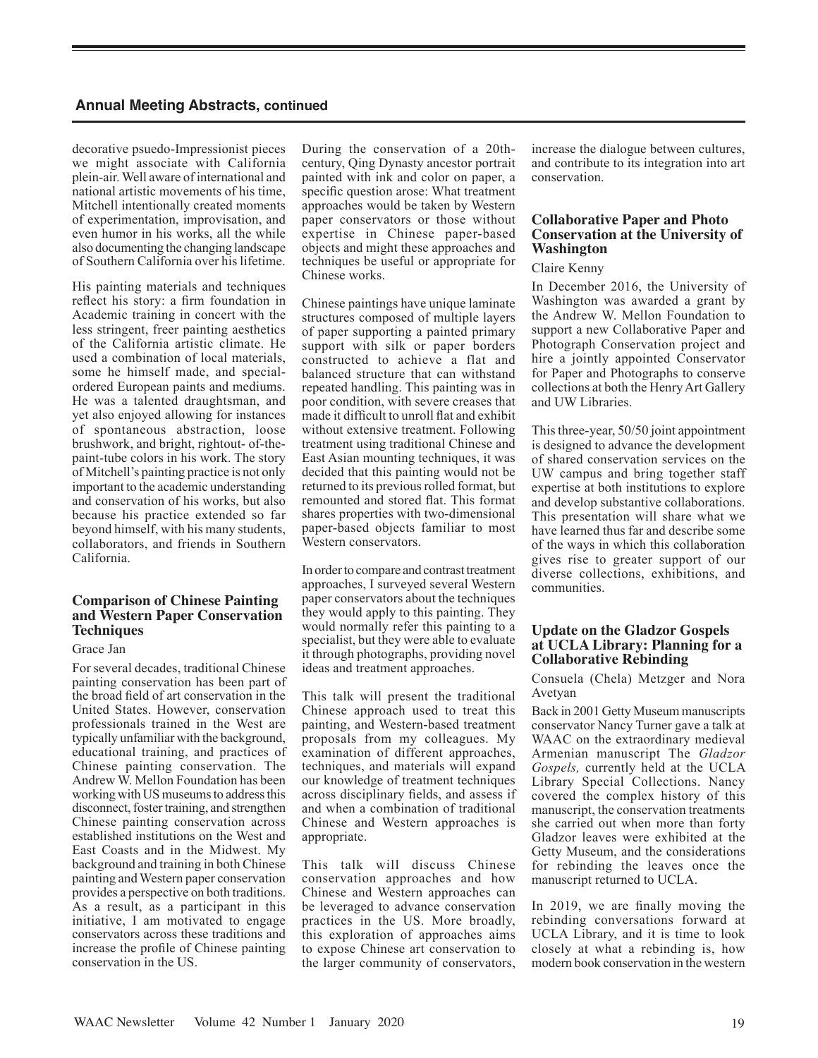decorative psuedo-Impressionist pieces we might associate with California plein-air. Well aware of international and national artistic movements of his time, Mitchell intentionally created moments of experimentation, improvisation, and even humor in his works, all the while also documenting the changing landscape of Southern California over his lifetime.

His painting materials and techniques reflect his story: a firm foundation in Academic training in concert with the less stringent, freer painting aesthetics of the California artistic climate. He used a combination of local materials, some he himself made, and special-ordered European paints and mediums. He was a talented draughtsman, and yet also enjoyed allowing for instances of spontaneous abstraction, loose brushwork, and bright, rightout- of-the-paint-tube colors in his work. The story of Mitchell's painting practice is not only important to the academic understanding and conservation of his works, but also because his practice extended so far beyond himself, with his many students, collaborators, and friends in Southern California.

### Comparison of Chinese Painting and Western Paper Conservation Techniques

Grace Jan

For several decades, traditional Chinese painting conservation has been part of the broad field of art conservation in the United States. However, conservation professionals trained in the West are typically unfamiliar with the background, educational training, and practices of Chinese painting conservation. The Andrew W. Mellon Foundation has been working with US museums to address this disconnect, foster training, and strengthen Chinese painting conservation across established institutions on the West and East Coasts and in the Midwest. My background and training in both Chinese painting and Western paper conservation provides a perspective on both traditions. As a result, as a participant in this initiative, I am motivated to engage conservators across these traditions and increase the profile of Chinese painting conservation in the US.

During the conservation of a 20th-century, Qing Dynasty ancestor portrait painted with ink and color on paper, a specific question arose: What treatment approaches would be taken by Western paper conservators or those without expertise in Chinese paper-based objects and might these approaches and techniques be useful or appropriate for Chinese works.

Chinese paintings have unique laminate structures composed of multiple layers of paper supporting a painted primary support with silk or paper borders constructed to achieve a flat and balanced structure that can withstand repeated handling. This painting was in poor condition, with severe creases that made it difficult to unroll flat and exhibit without extensive treatment. Following treatment using traditional Chinese and East Asian mounting techniques, it was decided that this painting would not be returned to its previous rolled format, but remounted and stored flat. This format shares properties with two-dimensional paper-based objects familiar to most Western conservators.

In order to compare and contrast treatment approaches, I surveyed several Western paper conservators about the techniques they would apply to this painting. They would normally refer this painting to a specialist, but they were able to evaluate it through photographs, providing novel ideas and treatment approaches.

This talk will present the traditional Chinese approach used to treat this painting, and Western-based treatment proposals from my colleagues. My examination of different approaches, techniques, and materials will expand our knowledge of treatment techniques across disciplinary fields, and assess if and when a combination of traditional Chinese and Western approaches is appropriate.

This talk will discuss Chinese conservation approaches and how Chinese and Western approaches can be leveraged to advance conservation practices in the US. More broadly, this exploration of approaches aims to expose Chinese art conservation to the larger community of conservators, increase the dialogue between cultures, and contribute to its integration into art conservation.

### Collaborative Paper and Photo Conservation at the University of Washington

Claire Kenny

In December 2016, the University of Washington was awarded a grant by the Andrew W. Mellon Foundation to support a new Collaborative Paper and Photograph Conservation project and hire a jointly appointed Conservator for Paper and Photographs to conserve collections at both the Henry Art Gallery and UW Libraries.

This three-year, 50/50 joint appointment is designed to advance the development of shared conservation services on the UW campus and bring together staff expertise at both institutions to explore and develop substantive collaborations. This presentation will share what we have learned thus far and describe some of the ways in which this collaboration gives rise to greater support of our diverse collections, exhibitions, and communities.

### Update on the Gladzor Gospels at UCLA Library: Planning for a Collaborative Rebinding

Consuela (Chela) Metzger and Nora Avetyan

Back in 2001 Getty Museum manuscripts conservator Nancy Turner gave a talk at WAAC on the extraordinary medieval Armenian manuscript The *Gladzor Gospels,* currently held at the UCLA Library Special Collections. Nancy covered the complex history of this manuscript, the conservation treatments she carried out when more than forty Gladzor leaves were exhibited at the Getty Museum, and the considerations for rebinding the leaves once the manuscript returned to UCLA.

In 2019, we are finally moving the rebinding conversations forward at UCLA Library, and it is time to look closely at what a rebinding is, how modern book conservation in the western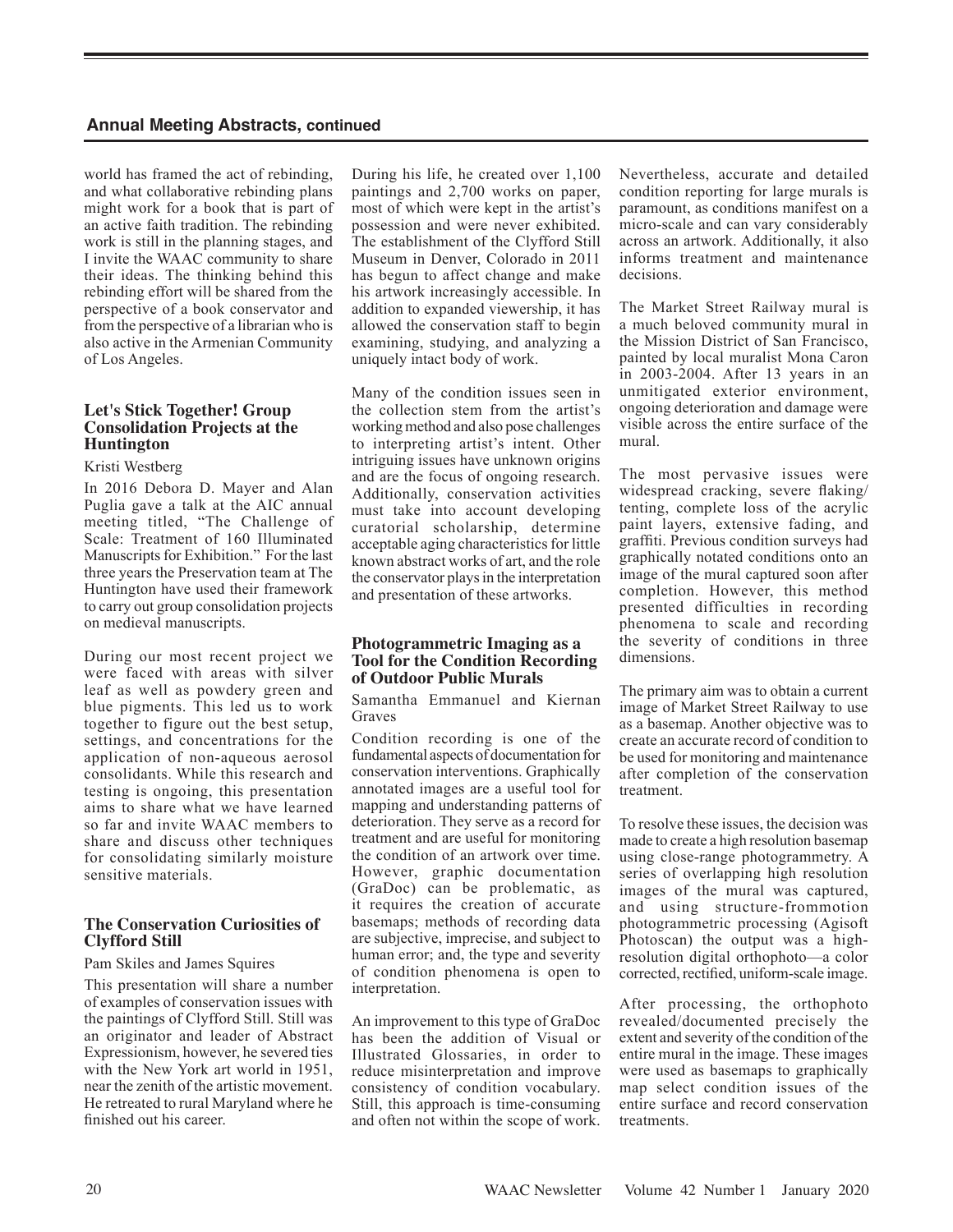## Annual Meeting Abstracts, continued

world has framed the act of rebinding, and what collaborative rebinding plans might work for a book that is part of an active faith tradition. The rebinding work is still in the planning stages, and I invite the WAAC community to share their ideas. The thinking behind this rebinding effort will be shared from the perspective of a book conservator and from the perspective of a librarian who is also active in the Armenian Community of Los Angeles.

### Let's Stick Together! Group Consolidation Projects at the Huntington

Kristi Westberg

In 2016 Debora D. Mayer and Alan Puglia gave a talk at the AIC annual meeting titled, "The Challenge of Scale: Treatment of 160 Illuminated Manuscripts for Exhibition." For the last three years the Preservation team at The Huntington have used their framework to carry out group consolidation projects on medieval manuscripts.

During our most recent project we were faced with areas with silver leaf as well as powdery green and blue pigments. This led us to work together to figure out the best setup, settings, and concentrations for the application of non-aqueous aerosol consolidants. While this research and testing is ongoing, this presentation aims to share what we have learned so far and invite WAAC members to share and discuss other techniques for consolidating similarly moisture sensitive materials.

### The Conservation Curiosities of Clyfford Still

Pam Skiles and James Squires

This presentation will share a number of examples of conservation issues with the paintings of Clyfford Still. Still was an originator and leader of Abstract Expressionism, however, he severed ties with the New York art world in 1951, near the zenith of the artistic movement. He retreated to rural Maryland where he finished out his career.

During his life, he created over 1,100 paintings and 2,700 works on paper, most of which were kept in the artist's possession and were never exhibited. The establishment of the Clyfford Still Museum in Denver, Colorado in 2011 has begun to affect change and make his artwork increasingly accessible. In addition to expanded viewership, it has allowed the conservation staff to begin examining, studying, and analyzing a uniquely intact body of work.

Many of the condition issues seen in the collection stem from the artist's working method and also pose challenges to interpreting artist's intent. Other intriguing issues have unknown origins and are the focus of ongoing research. Additionally, conservation activities must take into account developing curatorial scholarship, determine acceptable aging characteristics for little known abstract works of art, and the role the conservator plays in the interpretation and presentation of these artworks.

### Photogrammetric Imaging as a Tool for the Condition Recording of Outdoor Public Murals

Samantha Emmanuel and Kiernan Graves

Condition recording is one of the fundamental aspects of documentation for conservation interventions. Graphically annotated images are a useful tool for mapping and understanding patterns of deterioration. They serve as a record for treatment and are useful for monitoring the condition of an artwork over time. However, graphic documentation (GraDoc) can be problematic, as it requires the creation of accurate basemaps; methods of recording data are subjective, imprecise, and subject to human error; and, the type and severity of condition phenomena is open to interpretation.

An improvement to this type of GraDoc has been the addition of Visual or Illustrated Glossaries, in order to reduce misinterpretation and improve consistency of condition vocabulary. Still, this approach is time-consuming and often not within the scope of work. Nevertheless, accurate and detailed condition reporting for large murals is paramount, as conditions manifest on a micro-scale and can vary considerably across an artwork. Additionally, it also informs treatment and maintenance decisions.

The Market Street Railway mural is a much beloved community mural in the Mission District of San Francisco, painted by local muralist Mona Caron in 2003-2004. After 13 years in an unmitigated exterior environment, ongoing deterioration and damage were visible across the entire surface of the mural.

The most pervasive issues were widespread cracking, severe flaking/tenting, complete loss of the acrylic paint layers, extensive fading, and graffiti. Previous condition surveys had graphically notated conditions onto an image of the mural captured soon after completion. However, this method presented difficulties in recording phenomena to scale and recording the severity of conditions in three dimensions.

The primary aim was to obtain a current image of Market Street Railway to use as a basemap. Another objective was to create an accurate record of condition to be used for monitoring and maintenance after completion of the conservation treatment.

To resolve these issues, the decision was made to create a high resolution basemap using close-range photogrammetry. A series of overlapping high resolution images of the mural was captured, and using structure-frommotion photogrammetric processing (Agisoft Photoscan) the output was a high-resolution digital orthophoto—a color corrected, rectified, uniform-scale image.

After processing, the orthophoto revealed/documented precisely the extent and severity of the condition of the entire mural in the image. These images were used as basemaps to graphically map select condition issues of the entire surface and record conservation treatments.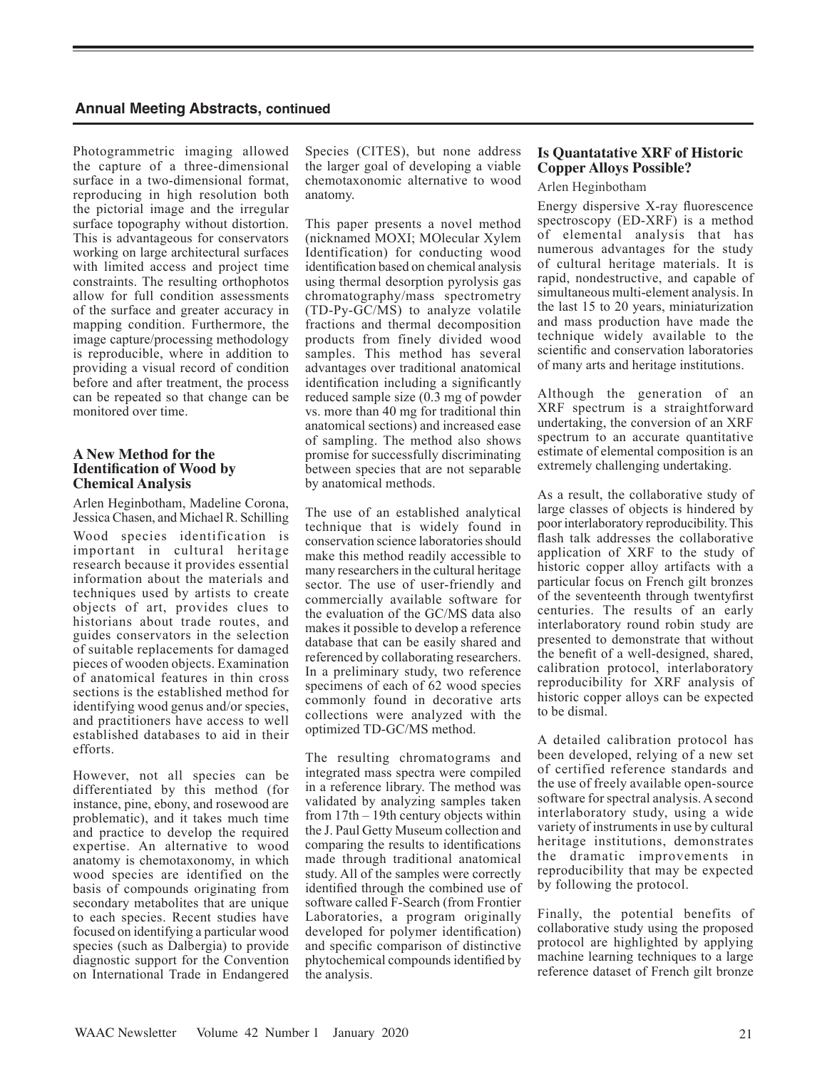Photogrammetric imaging allowed the capture of a three-dimensional surface in a two-dimensional format, reproducing in high resolution both the pictorial image and the irregular surface topography without distortion. This is advantageous for conservators working on large architectural surfaces with limited access and project time constraints. The resulting orthophotos allow for full condition assessments of the surface and greater accuracy in mapping condition. Furthermore, the image capture/processing methodology is reproducible, where in addition to providing a visual record of condition before and after treatment, the process can be repeated so that change can be monitored over time.

### A New Method for the Identification of Wood by Chemical Analysis

Arlen Heginbotham, Madeline Corona, Jessica Chasen, and Michael R. Schilling

Wood species identification is important in cultural heritage research because it provides essential information about the materials and techniques used by artists to create objects of art, provides clues to historians about trade routes, and guides conservators in the selection of suitable replacements for damaged pieces of wooden objects. Examination of anatomical features in thin cross sections is the established method for identifying wood genus and/or species, and practitioners have access to well established databases to aid in their efforts.

However, not all species can be differentiated by this method (for instance, pine, ebony, and rosewood are problematic), and it takes much time and practice to develop the required expertise. An alternative to wood anatomy is chemotaxonomy, in which wood species are identified on the basis of compounds originating from secondary metabolites that are unique to each species. Recent studies have focused on identifying a particular wood species (such as Dalbergia) to provide diagnostic support for the Convention on International Trade in Endangered Species (CITES), but none address the larger goal of developing a viable chemotaxonomic alternative to wood anatomy.

This paper presents a novel method (nicknamed MOXI; MOlecular Xylem Identification) for conducting wood identification based on chemical analysis using thermal desorption pyrolysis gas chromatography/mass spectrometry (TD-Py-GC/MS) to analyze volatile fractions and thermal decomposition products from finely divided wood samples. This method has several advantages over traditional anatomical identification including a significantly reduced sample size (0.3 mg of powder vs. more than 40 mg for traditional thin anatomical sections) and increased ease of sampling. The method also shows promise for successfully discriminating between species that are not separable by anatomical methods.

The use of an established analytical technique that is widely found in conservation science laboratories should make this method readily accessible to many researchers in the cultural heritage sector. The use of user-friendly and commercially available software for the evaluation of the GC/MS data also makes it possible to develop a reference database that can be easily shared and referenced by collaborating researchers. In a preliminary study, two reference specimens of each of 62 wood species commonly found in decorative arts collections were analyzed with the optimized TD-GC/MS method.

The resulting chromatograms and integrated mass spectra were compiled in a reference library. The method was validated by analyzing samples taken from 17th – 19th century objects within the J. Paul Getty Museum collection and comparing the results to identifications made through traditional anatomical study. All of the samples were correctly identified through the combined use of software called F-Search (from Frontier Laboratories, a program originally developed for polymer identification) and specific comparison of distinctive phytochemical compounds identified by the analysis.

### Is Quantatative XRF of Historic Copper Alloys Possible?

Arlen Heginbotham

Energy dispersive X-ray fluorescence spectroscopy (ED-XRF) is a method of elemental analysis that has numerous advantages for the study of cultural heritage materials. It is rapid, nondestructive, and capable of simultaneous multi-element analysis. In the last 15 to 20 years, miniaturization and mass production have made the technique widely available to the scientific and conservation laboratories of many arts and heritage institutions.

Although the generation of an XRF spectrum is a straightforward undertaking, the conversion of an XRF spectrum to an accurate quantitative estimate of elemental composition is an extremely challenging undertaking.

As a result, the collaborative study of large classes of objects is hindered by poor interlaboratory reproducibility. This flash talk addresses the collaborative application of XRF to the study of historic copper alloy artifacts with a particular focus on French gilt bronzes of the seventeenth through twentyfirst centuries. The results of an early interlaboratory round robin study are presented to demonstrate that without the benefit of a well-designed, shared, calibration protocol, interlaboratory reproducibility for XRF analysis of historic copper alloys can be expected to be dismal.

A detailed calibration protocol has been developed, relying of a new set of certified reference standards and the use of freely available open-source software for spectral analysis. A second interlaboratory study, using a wide variety of instruments in use by cultural heritage institutions, demonstrates the dramatic improvements in reproducibility that may be expected by following the protocol.

Finally, the potential benefits of collaborative study using the proposed protocol are highlighted by applying machine learning techniques to a large reference dataset of French gilt bronze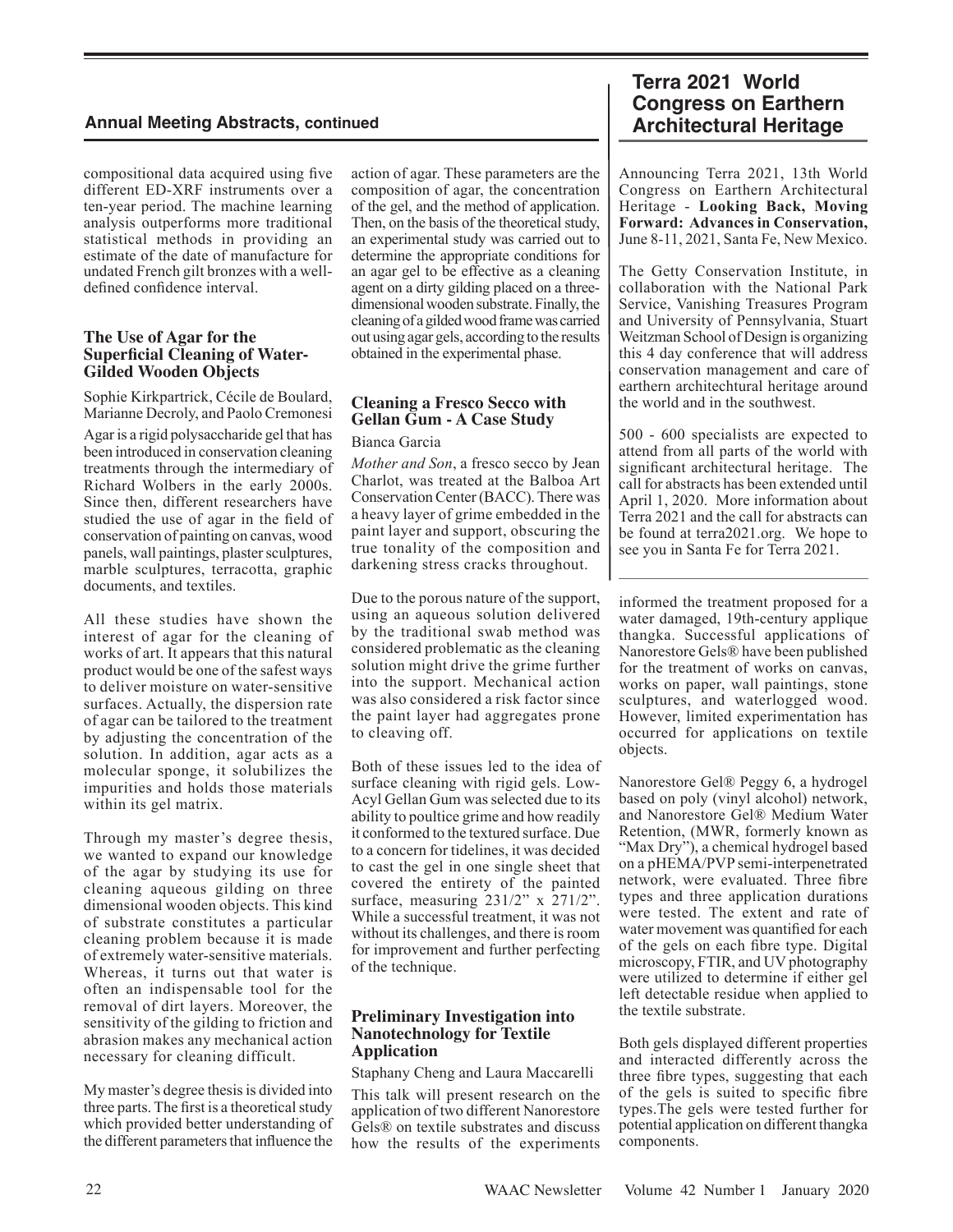## Annual Meeting Abstracts, continued

compositional data acquired using five different ED-XRF instruments over a ten-year period. The machine learning analysis outperforms more traditional statistical methods in providing an estimate of the date of manufacture for undated French gilt bronzes with a well-defined confidence interval.

### The Use of Agar for the Superficial Cleaning of Water-Gilded Wooden Objects

Sophie Kirkpartrick, Cécile de Boulard, Marianne Decroly, and Paolo Cremonesi

Agar is a rigid polysaccharide gel that has been introduced in conservation cleaning treatments through the intermediary of Richard Wolbers in the early 2000s. Since then, different researchers have studied the use of agar in the field of conservation of painting on canvas, wood panels, wall paintings, plaster sculptures, marble sculptures, terracotta, graphic documents, and textiles.

All these studies have shown the interest of agar for the cleaning of works of art. It appears that this natural product would be one of the safest ways to deliver moisture on water-sensitive surfaces. Actually, the dispersion rate of agar can be tailored to the treatment by adjusting the concentration of the solution. In addition, agar acts as a molecular sponge, it solubilizes the impurities and holds those materials within its gel matrix.

Through my master's degree thesis, we wanted to expand our knowledge of the agar by studying its use for cleaning aqueous gilding on three dimensional wooden objects. This kind of substrate constitutes a particular cleaning problem because it is made of extremely water-sensitive materials. Whereas, it turns out that water is often an indispensable tool for the removal of dirt layers. Moreover, the sensitivity of the gilding to friction and abrasion makes any mechanical action necessary for cleaning difficult.

My master's degree thesis is divided into three parts. The first is a theoretical study which provided better understanding of the different parameters that influence the action of agar. These parameters are the composition of agar, the concentration of the gel, and the method of application. Then, on the basis of the theoretical study, an experimental study was carried out to determine the appropriate conditions for an agar gel to be effective as a cleaning agent on a dirty gilding placed on a three-dimensional wooden substrate. Finally, the cleaning of a gilded wood frame was carried out using agar gels, according to the results obtained in the experimental phase.

### Cleaning a Fresco Secco with Gellan Gum - A Case Study

Bianca Garcia

*Mother and Son*, a fresco secco by Jean Charlot, was treated at the Balboa Art Conservation Center (BACC). There was a heavy layer of grime embedded in the paint layer and support, obscuring the true tonality of the composition and darkening stress cracks throughout.

Due to the porous nature of the support, using an aqueous solution delivered by the traditional swab method was considered problematic as the cleaning solution might drive the grime further into the support. Mechanical action was also considered a risk factor since the paint layer had aggregates prone to cleaving off.

Both of these issues led to the idea of surface cleaning with rigid gels. Low-Acyl Gellan Gum was selected due to its ability to poultice grime and how readily it conformed to the textured surface. Due to a concern for tidelines, it was decided to cast the gel in one single sheet that covered the entirety of the painted surface, measuring 231/2" x 271/2". While a successful treatment, it was not without its challenges, and there is room for improvement and further perfecting of the technique.

### Preliminary Investigation into Nanotechnology for Textile Application

Staphany Cheng and Laura Maccarelli

This talk will present research on the application of two different Nanorestore Gels® on textile substrates and discuss how the results of the experiments informed the treatment proposed for a water damaged, 19th-century applique thangka. Successful applications of Nanorestore Gels® have been published for the treatment of works on canvas, works on paper, wall paintings, stone sculptures, and waterlogged wood. However, limited experimentation has occurred for applications on textile objects.

Nanorestore Gel® Peggy 6, a hydrogel based on poly (vinyl alcohol) network, and Nanorestore Gel® Medium Water Retention, (MWR, formerly known as "Max Dry"), a chemical hydrogel based on a pHEMA/PVP semi-interpenetrated network, were evaluated. Three fibre types and three application durations were tested. The extent and rate of water movement was quantified for each of the gels on each fibre type. Digital microscopy, FTIR, and UV photography were utilized to determine if either gel left detectable residue when applied to the textile substrate.

Both gels displayed different properties and interacted differently across the three fibre types, suggesting that each of the gels is suited to specific fibre types.The gels were tested further for potential application on different thangka components.

## Terra 2021 World Congress on Earthern Architectural Heritage

Announcing Terra 2021, 13th World Congress on Earthern Architectural Heritage - **Looking Back, Moving Forward: Advances in Conservation,** June 8-11, 2021, Santa Fe, New Mexico.

The Getty Conservation Institute, in collaboration with the National Park Service, Vanishing Treasures Program and University of Pennsylvania, Stuart Weitzman School of Design is organizing this 4 day conference that will address conservation management and care of earthern architechtural heritage around the world and in the southwest.

500 - 600 specialists are expected to attend from all parts of the world with significant architectural heritage. The call for abstracts has been extended until April 1, 2020. More information about Terra 2021 and the call for abstracts can be found at terra2021.org. We hope to see you in Santa Fe for Terra 2021.